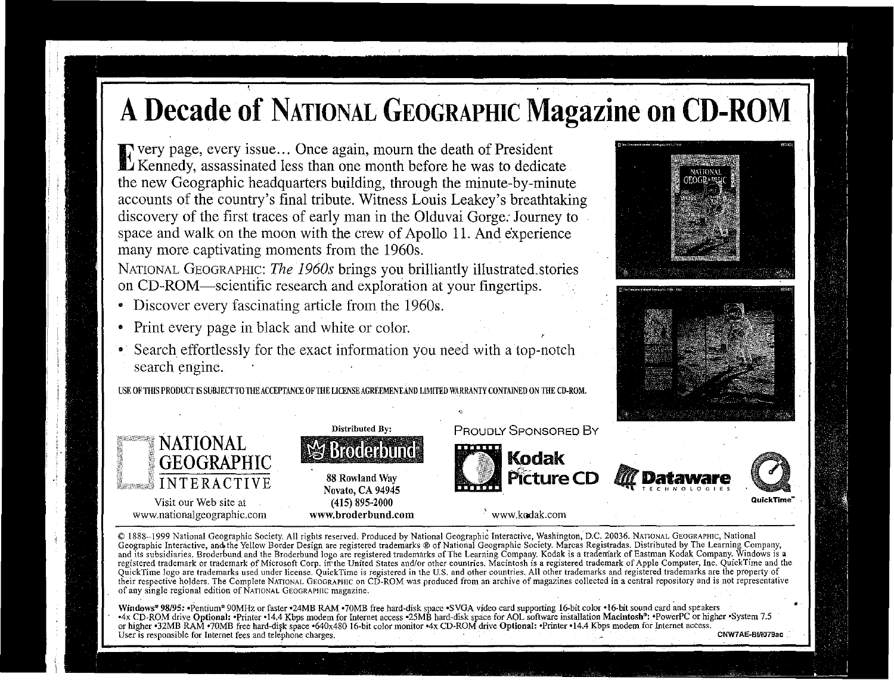# A Decade of National Geographic Magazine on CD-ROM

Every page, every issue... Once again, mourn the death of President Kennedy, assassinated less than one month before he was to dedicate the new Geographic headquarters building, through the minute-by-minute accounts of the country's final tribute. Witness Louis Leakey's breathtaking discovery of the first traces of early man in the Olduvai Gorge. Journey to space and walk on the moon with the crew of Apollo 11. And experience many more captivating moments from the 1960s.

National Geographic: *The 1960s* brings you brilliantly illustrated stories on CD-ROM—scientific research and exploration at your fingertips.

- Discover every fascinating article from the 1960s.
- Print every page in black and white or color.
- Search effortlessly for the exact information you need with a top-notch search engine.

USE OF THIS PRODUCT IS SUBJECT TO THE ACCEPTANCE OF THE LICENSE AGREEMENT AND LIMITED WARRANTY CONTAINED ON THE CD-ROM.

NATIONAL GEOGRAPHIC INTERACTIVE

Visit our Web site at www.nationalgeographic.com

Distributed By:

**Broderbund**

**88 Rowland Way**
**Novato, CA 94945**
**(415) 895-2000**
**www.broderbund.com**

Proudly Sponsored By

**Kodak Picture CD**

www.kodak.com

**Dataware** TECHNOLOGIES

QuickTime™

© 1888–1999 National Geographic Society. All rights reserved. Produced by National Geographic Interactive, Washington, D.C. 20036. National Geographic, National Geographic Interactive, and the Yellow Border Design are registered trademarks ® of National Geographic Society. Marcas Registradas. Distributed by The Learning Company, and its subsidiaries. Broderbund and the Broderbund logo are registered trademarks of The Learning Company. Kodak is a trademark of Eastman Kodak Company. Windows is a registered trademark or trademark of Microsoft Corp. in the United States and/or other countries. Macintosh is a registered trademark of Apple Computer, Inc. QuickTime and the QuickTime logo are trademarks used under license. QuickTime is registered in the U.S. and other countries. All other trademarks and registered trademarks are the property of their respective holders. The Complete National Geographic on CD-ROM was produced from an archive of magazines collected in a central repository and is not representative of any single regional edition of National Geographic magazine.

**Windows® 98/95:** •Pentium® 90MHz or faster •24MB RAM •70MB free hard-disk space •SVGA video card supporting 16-bit color •16-bit sound card and speakers •4x CD-ROM drive **Optional:** •Printer •14.4 Kbps modem for Internet access •25MB hard-disk space for AOL software installation **Macintosh®:** •PowerPC or higher •System 7.5 or higher •32MB RAM •70MB free hard-disk space •640x480 16-bit color monitor •4x CD-ROM drive **Optional:** •Printer •14.4 Kbps modem for Internet access. User is responsible for Internet fees and telephone charges.

CNW7AE-BI/I079ac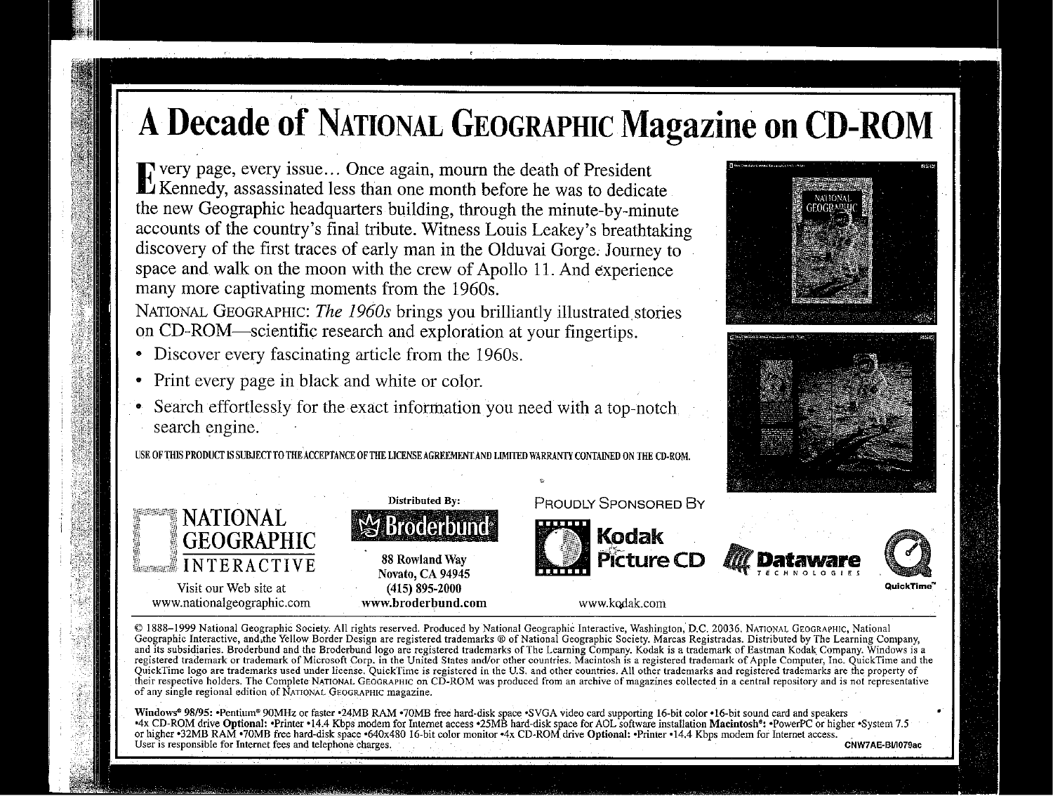# A Decade of NATIONAL GEOGRAPHIC Magazine on CD-ROM

Every page, every issue... Once again, mourn the death of President Kennedy, assassinated less than one month before he was to dedicate the new Geographic headquarters building, through the minute-by-minute accounts of the country's final tribute. Witness Louis Leakey's breathtaking discovery of the first traces of early man in the Olduvai Gorge. Journey to space and walk on the moon with the crew of Apollo 11. And experience many more captivating moments from the 1960s.

NATIONAL GEOGRAPHIC: *The 1960s* brings you brilliantly illustrated stories on CD-ROM—scientific research and exploration at your fingertips.

- Discover every fascinating article from the 1960s.
- Print every page in black and white or color.
- Search effortlessly for the exact information you need with a top-notch search engine.

USE OF THIS PRODUCT IS SUBJECT TO THE ACCEPTANCE OF THE LICENSE AGREEMENT AND LIMITED WARRANTY CONTAINED ON THE CD-ROM.

NATIONAL GEOGRAPHIC INTERACTIVE
Visit our Web site at
www.nationalgeographic.com

Distributed By:
Broderbund
88 Rowland Way
Novato, CA 94945
(415) 895-2000
www.broderbund.com

PROUDLY SPONSORED BY
Kodak Picture CD
www.kodak.com

Dataware Technologies

QuickTime™

© 1888–1999 National Geographic Society. All rights reserved. Produced by National Geographic Interactive, Washington, D.C. 20036. NATIONAL GEOGRAPHIC, National Geographic Interactive, and the Yellow Border Design are registered trademarks ® of National Geographic Society. Marcas Registradas. Distributed by The Learning Company, and its subsidiaries. Broderbund and the Broderbund logo are registered trademarks of The Learning Company. Kodak is a trademark of Eastman Kodak Company. Windows is a registered trademark or trademark of Microsoft Corp. in the United States and/or other countries. Macintosh is a registered trademark of Apple Computer, Inc. QuickTime and the QuickTime logo are trademarks used under license. QuickTime is registered in the U.S. and other countries. All other trademarks and registered trademarks are the property of their respective holders. The Complete NATIONAL GEOGRAPHIC on CD-ROM was produced from an archive of magazines collected in a central repository and is not representative of any single regional edition of NATIONAL GEOGRAPHIC magazine.

**Windows® 98/95:** •Pentium® 90MHz or faster •24MB RAM •70MB free hard-disk space •SVGA video card supporting 16-bit color •16-bit sound card and speakers •4x CD-ROM drive **Optional:** •Printer •14.4 Kbps modem for Internet access •25MB hard-disk space for AOL software installation **Macintosh®:** •PowerPC or higher •System 7.5 or higher •32MB RAM •70MB free hard-disk space •640x480 16-bit color monitor •4x CD-ROM drive **Optional:** •Printer •14.4 Kbps modem for Internet access.
User is responsible for Internet fees and telephone charges.

CNW7AE-BI/I079ac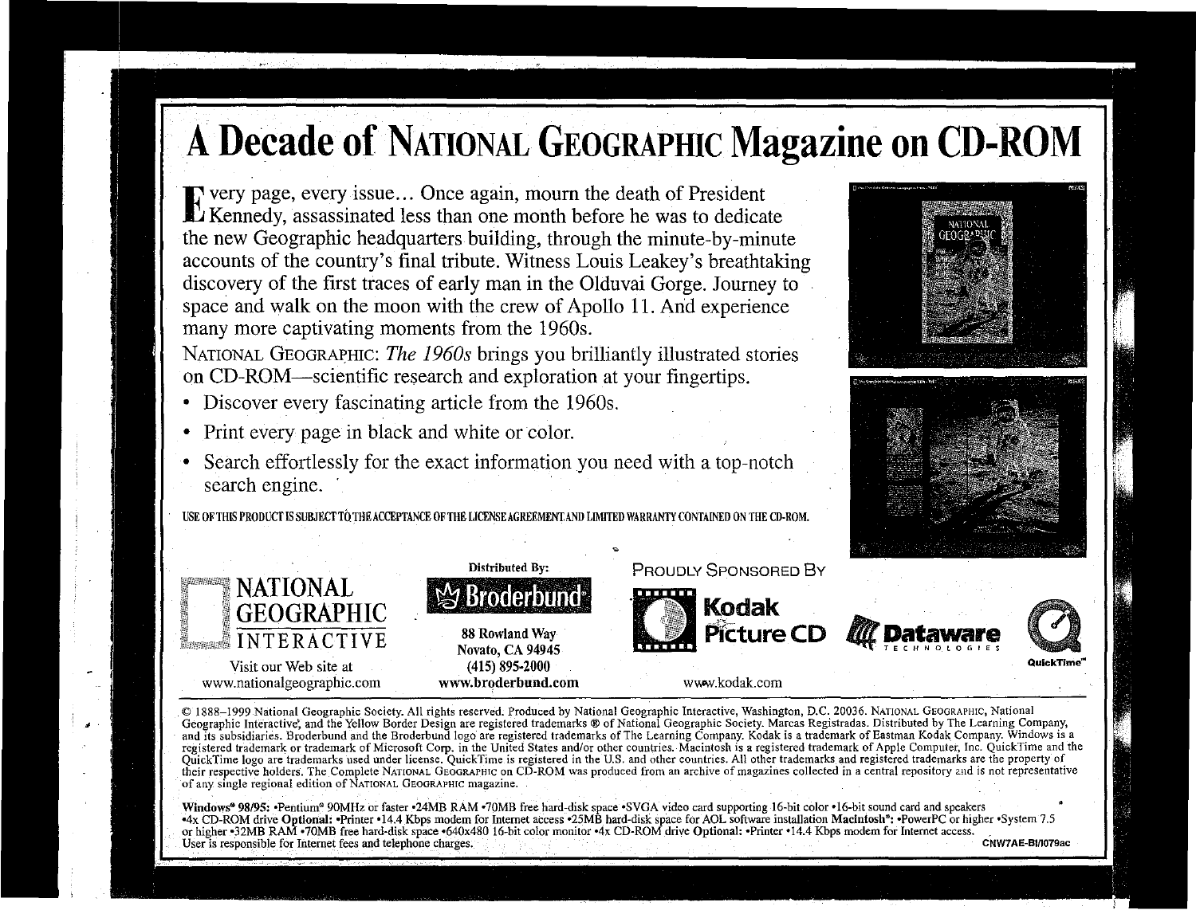# A Decade of NATIONAL GEOGRAPHIC Magazine on CD-ROM

Every page, every issue... Once again, mourn the death of President Kennedy, assassinated less than one month before he was to dedicate the new Geographic headquarters building, through the minute-by-minute accounts of the country's final tribute. Witness Louis Leakey's breathtaking discovery of the first traces of early man in the Olduvai Gorge. Journey to space and walk on the moon with the crew of Apollo 11. And experience many more captivating moments from the 1960s.

NATIONAL GEOGRAPHIC: *The 1960s* brings you brilliantly illustrated stories on CD-ROM—scientific research and exploration at your fingertips.

- Discover every fascinating article from the 1960s.
- Print every page in black and white or color.
- Search effortlessly for the exact information you need with a top-notch search engine.

USE OF THIS PRODUCT IS SUBJECT TO THE ACCEPTANCE OF THE LICENSE AGREEMENT AND LIMITED WARRANTY CONTAINED ON THE CD-ROM.

NATIONAL GEOGRAPHIC INTERACTIVE
Visit our Web site at
www.nationalgeographic.com

Distributed By:
Broderbund®
88 Rowland Way
Novato, CA 94945
(415) 895-2000
www.broderbund.com

PROUDLY SPONSORED BY
Kodak Picture CD
www.kodak.com

Dataware TECHNOLOGIES

QuickTime™

© 1888–1999 National Geographic Society. All rights reserved. Produced by National Geographic Interactive, Washington, D.C. 20036. NATIONAL GEOGRAPHIC, National Geographic Interactive, and the Yellow Border Design are registered trademarks ® of National Geographic Society. Marcas Registradas. Distributed by The Learning Company, and its subsidiaries. Broderbund and the Broderbund logo are registered trademarks of The Learning Company. Kodak is a trademark of Eastman Kodak Company. Windows is a registered trademark or trademark of Microsoft Corp. in the United States and/or other countries. Macintosh is a registered trademark of Apple Computer, Inc. QuickTime and the QuickTime logo are trademarks used under license. QuickTime is registered in the U.S. and other countries. All other trademarks and registered trademarks are the property of their respective holders. The Complete NATIONAL GEOGRAPHIC on CD-ROM was produced from an archive of magazines collected in a central repository and is not representative of any single regional edition of NATIONAL GEOGRAPHIC magazine.

**Windows® 98/95:** •Pentium® 90MHz or faster •24MB RAM •70MB free hard-disk space •SVGA video card supporting 16-bit color •16-bit sound card and speakers •4x CD-ROM drive **Optional:** •Printer •14.4 Kbps modem for Internet access •25MB hard-disk space for AOL software installation **Macintosh®:** •PowerPC or higher •System 7.5 or higher •32MB RAM •70MB free hard-disk space •640x480 16-bit color monitor •4x CD-ROM drive **Optional:** •Printer •14.4 Kbps modem for Internet access. User is responsible for Internet fees and telephone charges.

CNW7AE-BI/I079ac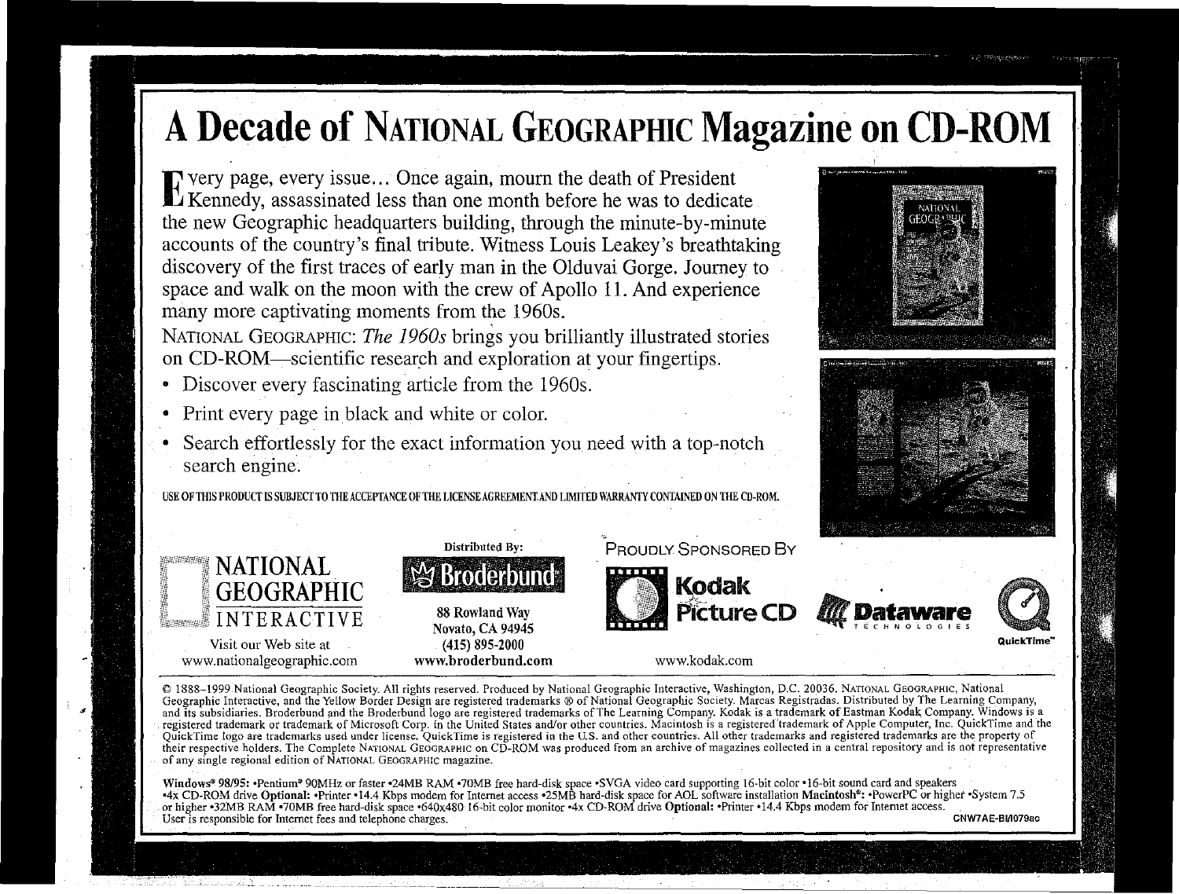# A Decade of NATIONAL GEOGRAPHIC Magazine on CD-ROM

Every page, every issue… Once again, mourn the death of President Kennedy, assassinated less than one month before he was to dedicate the new Geographic headquarters building, through the minute-by-minute accounts of the country's final tribute. Witness Louis Leakey's breathtaking discovery of the first traces of early man in the Olduvai Gorge. Journey to space and walk on the moon with the crew of Apollo 11. And experience many more captivating moments from the 1960s.

NATIONAL GEOGRAPHIC: *The 1960s* brings you brilliantly illustrated stories on CD-ROM—scientific research and exploration at your fingertips.

- Discover every fascinating article from the 1960s.
- Print every page in black and white or color.
- Search effortlessly for the exact information you need with a top-notch search engine.

USE OF THIS PRODUCT IS SUBJECT TO THE ACCEPTANCE OF THE LICENSE AGREEMENT AND LIMITED WARRANTY CONTAINED ON THE CD-ROM.

NATIONAL GEOGRAPHIC INTERACTIVE
Visit our Web site at
www.nationalgeographic.com

Distributed By:
Broderbund
88 Rowland Way
Novato, CA 94945
(415) 895-2000
www.broderbund.com

PROUDLY SPONSORED BY
Kodak Picture CD
www.kodak.com
Dataware TECHNOLOGIES
QuickTime™

© 1888–1999 National Geographic Society. All rights reserved. Produced by National Geographic Interactive, Washington, D.C. 20036. NATIONAL GEOGRAPHIC, National Geographic Interactive, and the Yellow Border Design are registered trademarks ® of National Geographic Society. Marcas Registradas. Distributed by The Learning Company, and its subsidiaries. Broderbund and the Broderbund logo are registered trademarks of The Learning Company. Kodak is a trademark of Eastman Kodak Company. Windows is a registered trademark or trademark of Microsoft Corp. in the United States and/or other countries. Macintosh is a registered trademark of Apple Computer, Inc. QuickTime and the QuickTime logo are trademarks used under license. QuickTime is registered in the U.S. and other countries. All other trademarks and registered trademarks are the property of their respective holders. The Complete NATIONAL GEOGRAPHIC on CD-ROM was produced from an archive of magazines collected in a central repository and is not representative of any single regional edition of NATIONAL GEOGRAPHIC magazine.

**Windows® 98/95:** •Pentium® 90MHz or faster •24MB RAM •70MB free hard-disk space •SVGA video card supporting 16-bit color •16-bit sound card and speakers •4x CD-ROM drive **Optional:** •Printer •14.4 Kbps modem for Internet access •25MB hard-disk space for AOL software installation **Macintosh®:** •PowerPC or higher •System 7.5 or higher •32MB RAM •70MB free hard-disk space •640x480 16-bit color monitor •4x CD-ROM drive **Optional:** •Printer •14.4 Kbps modem for Internet access. User is responsible for Internet fees and telephone charges.

CNW7AE-BI/I079ac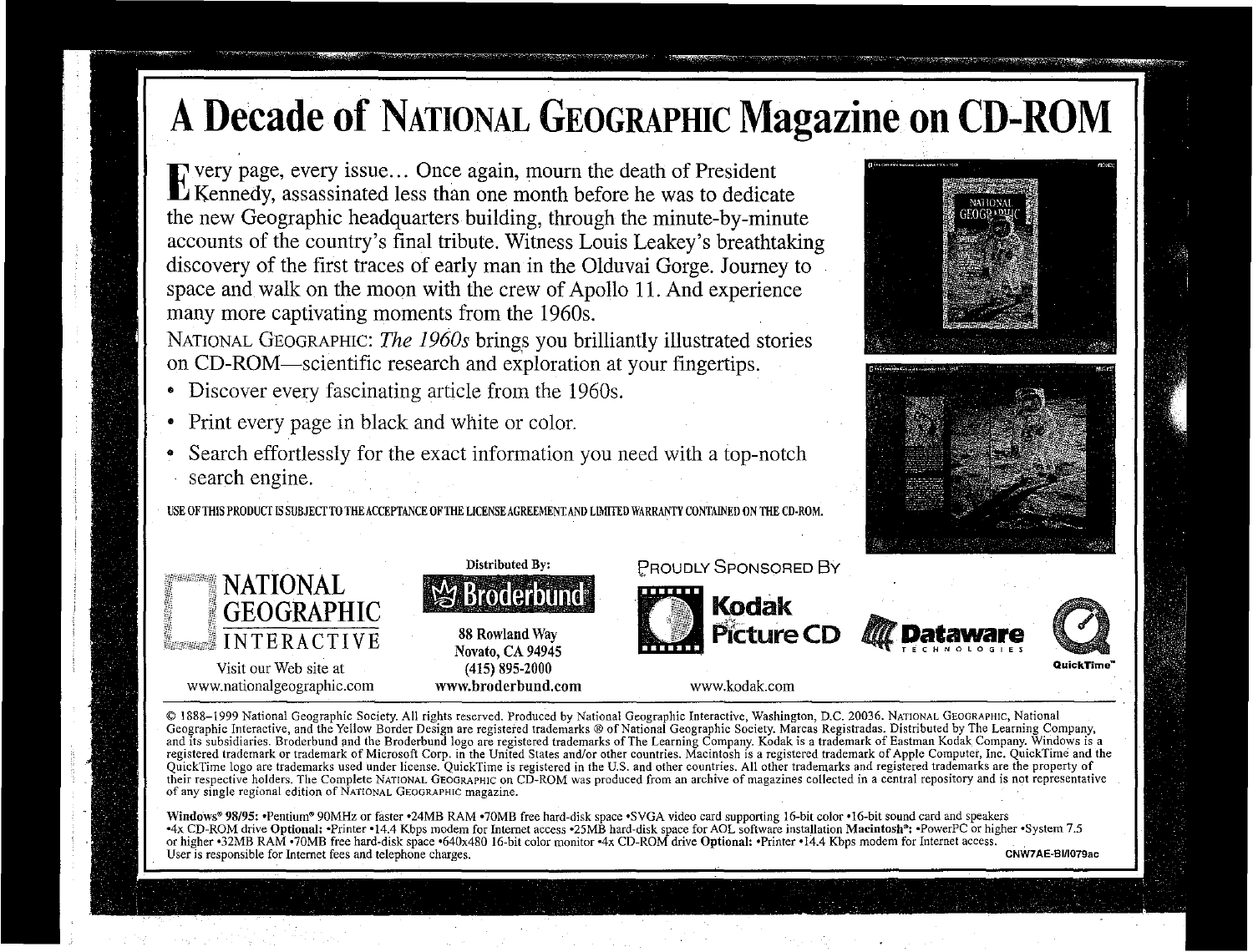# A Decade of NATIONAL GEOGRAPHIC Magazine on CD-ROM

Every page, every issue... Once again, mourn the death of President Kennedy, assassinated less than one month before he was to dedicate the new Geographic headquarters building, through the minute-by-minute accounts of the country's final tribute. Witness Louis Leakey's breathtaking discovery of the first traces of early man in the Olduvai Gorge. Journey to space and walk on the moon with the crew of Apollo 11. And experience many more captivating moments from the 1960s.

NATIONAL GEOGRAPHIC: *The 1960s* brings you brilliantly illustrated stories on CD-ROM—scientific research and exploration at your fingertips.

- Discover every fascinating article from the 1960s.
- Print every page in black and white or color.
- Search effortlessly for the exact information you need with a top-notch search engine.

USE OF THIS PRODUCT IS SUBJECT TO THE ACCEPTANCE OF THE LICENSE AGREEMENT AND LIMITED WARRANTY CONTAINED ON THE CD-ROM.

NATIONAL GEOGRAPHIC INTERACTIVE
Visit our Web site at
www.nationalgeographic.com

Distributed By:
Broderbund
88 Rowland Way
Novato, CA 94945
(415) 895-2000
www.broderbund.com

PROUDLY SPONSORED BY
Kodak Picture CD
www.kodak.com
Dataware TECHNOLOGIES
QuickTime™

© 1888–1999 National Geographic Society. All rights reserved. Produced by National Geographic Interactive, Washington, D.C. 20036. NATIONAL GEOGRAPHIC, National Geographic Interactive, and the Yellow Border Design are registered trademarks ® of National Geographic Society. Marcas Registradas. Distributed by The Learning Company, and its subsidiaries. Broderbund and the Broderbund logo are registered trademarks of The Learning Company. Kodak is a trademark of Eastman Kodak Company. Windows is a registered trademark or trademark of Microsoft Corp. in the United States and/or other countries. Macintosh is a registered trademark of Apple Computer, Inc. QuickTime and the QuickTime logo are trademarks used under license. QuickTime is registered in the U.S. and other countries. All other trademarks and registered trademarks are the property of their respective holders. The Complete NATIONAL GEOGRAPHIC on CD-ROM was produced from an archive of magazines collected in a central repository and is not representative of any single regional edition of NATIONAL GEOGRAPHIC magazine.

**Windows® 98/95:** •Pentium® 90MHz or faster •24MB RAM •70MB free hard-disk space •SVGA video card supporting 16-bit color •16-bit sound card and speakers •4x CD-ROM drive **Optional:** •Printer •14.4 Kbps modem for Internet access •25MB hard-disk space for AOL software installation **Macintosh®:** •PowerPC or higher •System 7.5 or higher •32MB RAM •70MB free hard-disk space •640x480 16-bit color monitor •4x CD-ROM drive **Optional:** •Printer •14.4 Kbps modem for Internet access. User is responsible for Internet fees and telephone charges.

CNW7AE-BI/079ac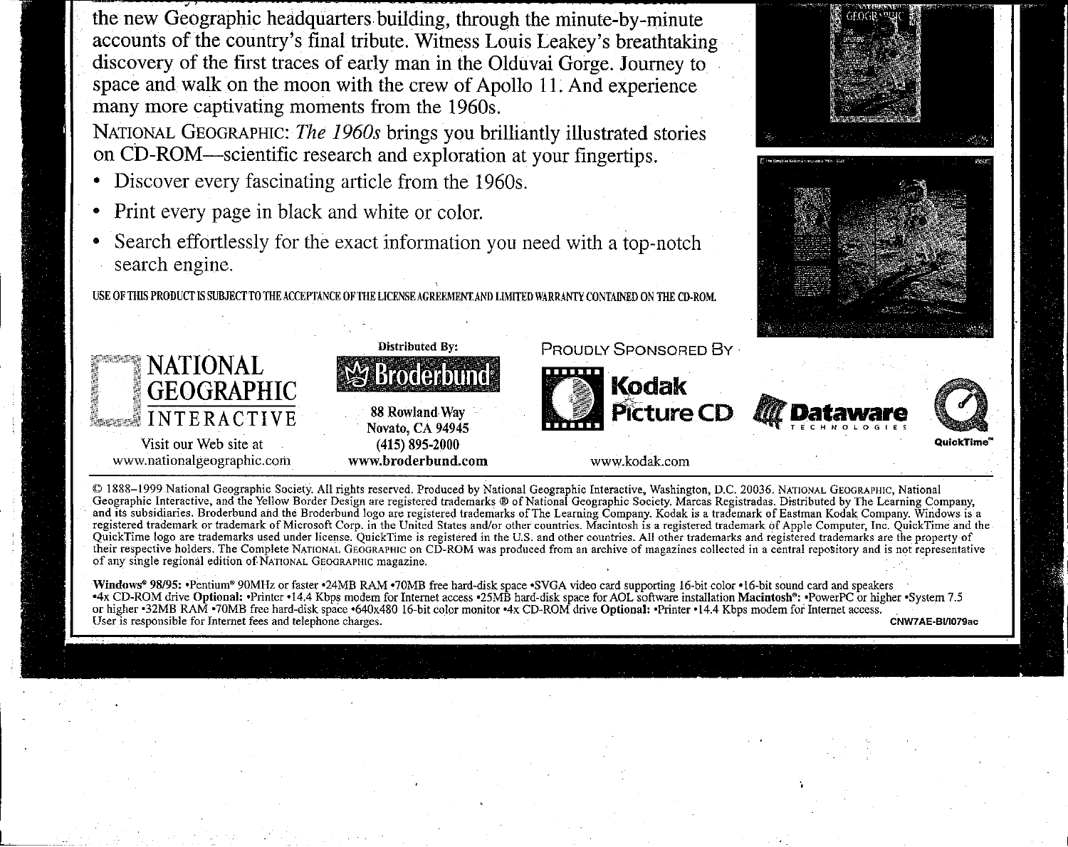the new Geographic headquarters building, through the minute-by-minute accounts of the country's final tribute. Witness Louis Leakey's breathtaking discovery of the first traces of early man in the Olduvai Gorge. Journey to space and walk on the moon with the crew of Apollo 11. And experience many more captivating moments from the 1960s.

NATIONAL GEOGRAPHIC: *The 1960s* brings you brilliantly illustrated stories on CD-ROM—scientific research and exploration at your fingertips.

- Discover every fascinating article from the 1960s.
- Print every page in black and white or color.
- Search effortlessly for the exact information you need with a top-notch search engine.

USE OF THIS PRODUCT IS SUBJECT TO THE ACCEPTANCE OF THE LICENSE AGREEMENT AND LIMITED WARRANTY CONTAINED ON THE CD-ROM.

NATIONAL GEOGRAPHIC INTERACTIVE
Visit our Web site at
www.nationalgeographic.com

Distributed By:
Broderbund
88 Rowland Way
Novato, CA 94945
(415) 895-2000
**www.broderbund.com**

PROUDLY SPONSORED BY

Kodak Picture CD
www.kodak.com

Dataware TECHNOLOGIES

QuickTime™

© 1888–1999 National Geographic Society. All rights reserved. Produced by National Geographic Interactive, Washington, D.C. 20036. NATIONAL GEOGRAPHIC, National Geographic Interactive, and the Yellow Border Design are registered trademarks ® of National Geographic Society. Marcas Registradas. Distributed by The Learning Company, and its subsidiaries. Broderbund and the Broderbund logo are registered trademarks of The Learning Company. Kodak is a trademark of Eastman Kodak Company. Windows is a registered trademark or trademark of Microsoft Corp. in the United States and/or other countries. Macintosh is a registered trademark of Apple Computer, Inc. QuickTime and the QuickTime logo are trademarks used under license. QuickTime is registered in the U.S. and other countries. All other trademarks and registered trademarks are the property of their respective holders. The Complete NATIONAL GEOGRAPHIC on CD-ROM was produced from an archive of magazines collected in a central repository and is not representative of any single regional edition of NATIONAL GEOGRAPHIC magazine.

**Windows® 98/95:** •Pentium® 90MHz or faster •24MB RAM •70MB free hard-disk space •SVGA video card supporting 16-bit color •16-bit sound card and speakers •4x CD-ROM drive **Optional:** •Printer •14.4 Kbps modem for Internet access •25MB hard-disk space for AOL software installation **Macintosh®:** •PowerPC or higher •System 7.5 or higher •32MB RAM •70MB free hard-disk space •640x480 16-bit color monitor •4x CD-ROM drive **Optional:** •Printer •14.4 Kbps modem for Internet access.
User is responsible for Internet fees and telephone charges.

CNW7AE-BI/I079ac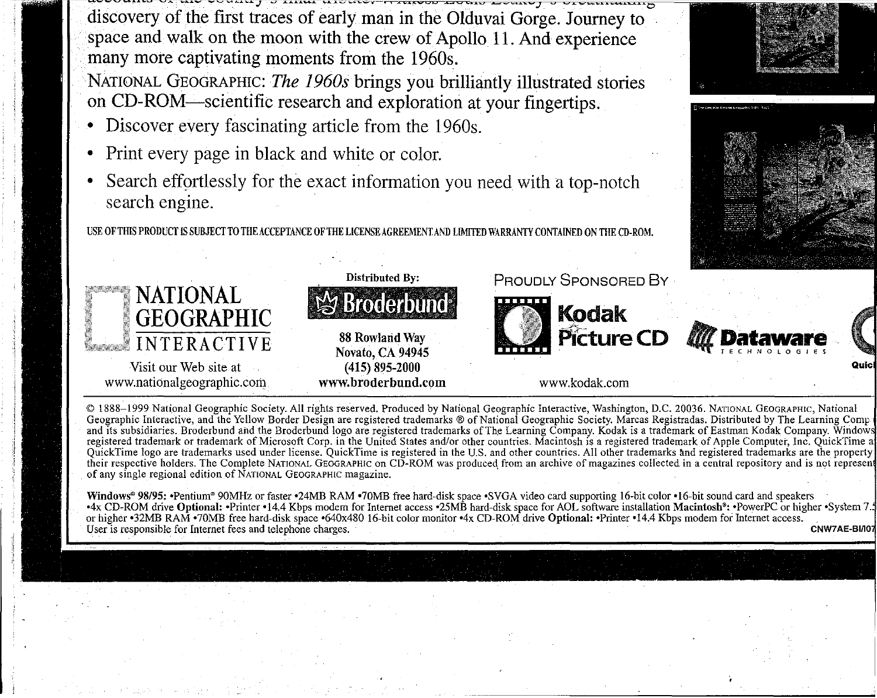discovery of the first traces of early man in the Olduvai Gorge. Journey to space and walk on the moon with the crew of Apollo 11. And experience many more captivating moments from the 1960s.

NATIONAL GEOGRAPHIC: *The 1960s* brings you brilliantly illustrated stories on CD-ROM—scientific research and exploration at your fingertips.

- Discover every fascinating article from the 1960s.
- Print every page in black and white or color.
- Search effortlessly for the exact information you need with a top-notch search engine.

USE OF THIS PRODUCT IS SUBJECT TO THE ACCEPTANCE OF THE LICENSE AGREEMENT AND LIMITED WARRANTY CONTAINED ON THE CD-ROM.

NATIONAL GEOGRAPHIC INTERACTIVE

Visit our Web site at www.nationalgeographic.com

Distributed By:

Broderbund

88 Rowland Way
Novato, CA 94945
(415) 895-2000
**www.broderbund.com**

PROUDLY SPONSORED BY

Kodak Picture CD

www.kodak.com

Dataware TECHNOLOGIES

Quic

© 1888–1999 National Geographic Society. All rights reserved. Produced by National Geographic Interactive, Washington, D.C. 20036. NATIONAL GEOGRAPHIC, National Geographic Interactive, and the Yellow Border Design are registered trademarks ® of National Geographic Society. Marcas Registradas. Distributed by The Learning Comp and its subsidiaries. Broderbund and the Broderbund logo are registered trademarks of The Learning Company. Kodak is a trademark of Eastman Kodak Company. Windows registered trademark or trademark of Microsoft Corp. in the United States and/or other countries. Macintosh is a registered trademark of Apple Computer, Inc. QuickTime a QuickTime logo are trademarks used under license. QuickTime is registered in the U.S. and other countries. All other trademarks and registered trademarks are the property their respective holders. The Complete NATIONAL GEOGRAPHIC on CD-ROM was produced from an archive of magazines collected in a central repository and is not represen of any single regional edition of NATIONAL GEOGRAPHIC magazine.

**Windows® 98/95:** •Pentium® 90MHz or faster •24MB RAM •70MB free hard-disk space •SVGA video card supporting 16-bit color •16-bit sound card and speakers •4x CD-ROM drive **Optional:** •Printer •14.4 Kbps modem for Internet access •25MB hard-disk space for AOL software installation **Macintosh®:** •PowerPC or higher •System 7.5 or higher •32MB RAM •70MB free hard-disk space •640x480 16-bit color monitor •4x CD-ROM drive **Optional:** •Printer •14.4 Kbps modem for Internet access. User is responsible for Internet fees and telephone charges.

**CNW7AE-BI/107**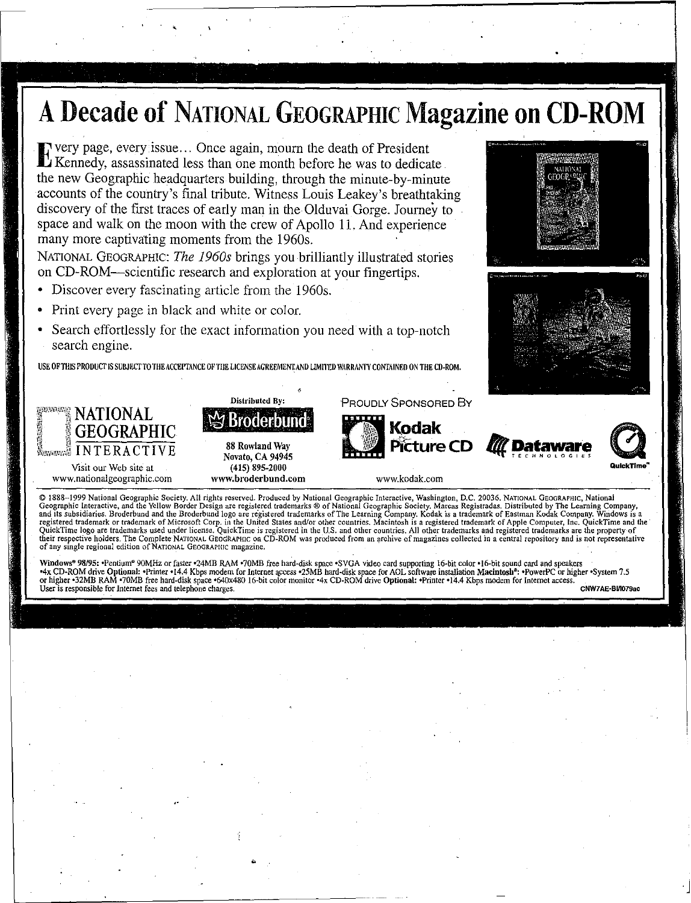# A Decade of National Geographic Magazine on CD-ROM

Every page, every issue… Once again, mourn the death of President Kennedy, assassinated less than one month before he was to dedicate the new Geographic headquarters building, through the minute-by-minute accounts of the country's final tribute. Witness Louis Leakey's breathtaking discovery of the first traces of early man in the Olduvai Gorge. Journey to space and walk on the moon with the crew of Apollo 11. And experience many more captivating moments from the 1960s.

National Geographic: *The 1960s* brings you brilliantly illustrated stories on CD-ROM—scientific research and exploration at your fingertips.

- Discover every fascinating article from the 1960s.
- Print every page in black and white or color.
- Search effortlessly for the exact information you need with a top-notch search engine.

USE OF THIS PRODUCT IS SUBJECT TO THE ACCEPTANCE OF THE LICENSE AGREEMENT AND LIMITED WARRANTY CONTAINED ON THE CD-ROM.

NATIONAL GEOGRAPHIC INTERACTIVE
Visit our Web site at
www.nationalgeographic.com

Distributed By:
Broderbund
88 Rowland Way
Novato, CA 94945
(415) 895-2000
www.broderbund.com

Proudly Sponsored By
Kodak Picture CD
www.kodak.com
Dataware Technologies
QuickTime

© 1888–1999 National Geographic Society. All rights reserved. Produced by National Geographic Interactive, Washington, D.C. 20036. National Geographic, National Geographic Interactive, and the Yellow Border Design are registered trademarks ® of National Geographic Society. Marcas Registradas. Distributed by The Learning Company, and its subsidiaries. Broderbund and the Broderbund logo are registered trademarks of The Learning Company. Kodak is a trademark of Eastman Kodak Company. Windows is a registered trademark or trademark of Microsoft Corp. in the United States and/or other countries. Macintosh is a registered trademark of Apple Computer, Inc. QuickTime and the QuickTime logo are trademarks used under license. QuickTime is registered in the U.S. and other countries. All other trademarks and registered trademarks are the property of their respective holders. The Complete National Geographic on CD-ROM was produced from an archive of magazines collected in a central repository and is not representative of any single regional edition of National Geographic magazine.

**Windows® 98/95:** •Pentium® 90MHz or faster •24MB RAM •70MB free hard-disk space •SVGA video card supporting 16-bit color •16-bit sound card and speakers •4x CD-ROM drive **Optional:** •Printer •14.4 Kbps modem for Internet access •25MB hard-disk space for AOL software installation **Macintosh®:** •PowerPC or higher •System 7.5 or higher •32MB RAM •70MB free hard-disk space •640x480 16-bit color monitor •4x CD-ROM drive **Optional:** •Printer •14.4 Kbps modem for Internet access.
User is responsible for Internet fees and telephone charges.

CNW7AE-BI/I079ac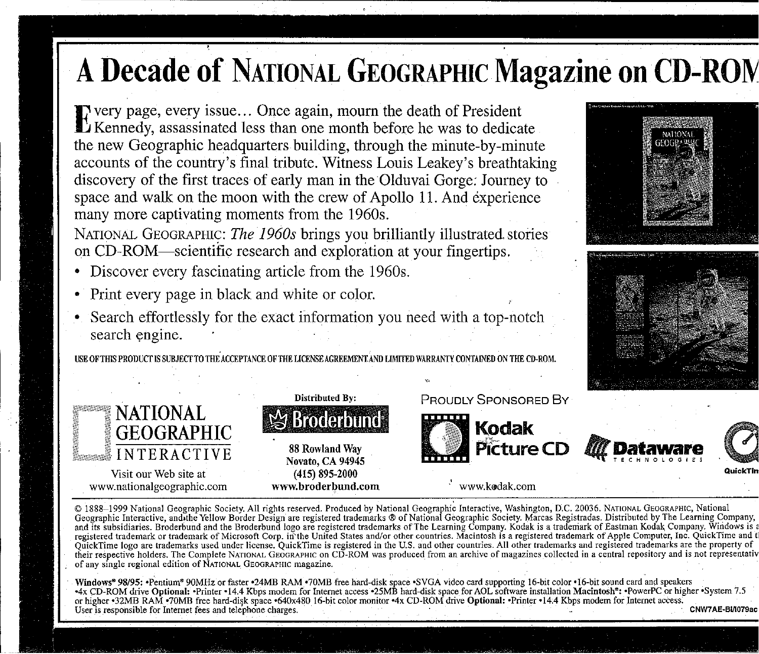# A Decade of NATIONAL GEOGRAPHIC Magazine on CD-ROM

Every page, every issue... Once again, mourn the death of President Kennedy, assassinated less than one month before he was to dedicate the new Geographic headquarters building, through the minute-by-minute accounts of the country's final tribute. Witness Louis Leakey's breathtaking discovery of the first traces of early man in the Olduvai Gorge. Journey to space and walk on the moon with the crew of Apollo 11. And experience many more captivating moments from the 1960s.

NATIONAL GEOGRAPHIC: *The 1960s* brings you brilliantly illustrated stories on CD-ROM—scientific research and exploration at your fingertips.

- Discover every fascinating article from the 1960s.
- Print every page in black and white or color.
- Search effortlessly for the exact information you need with a top-notch search engine.

USE OF THIS PRODUCT IS SUBJECT TO THE ACCEPTANCE OF THE LICENSE AGREEMENT AND LIMITED WARRANTY CONTAINED ON THE CD-ROM.

NATIONAL GEOGRAPHIC INTERACTIVE
Visit our Web site at
www.nationalgeographic.com

Distributed By:
Broderbund
88 Rowland Way
Novato, CA 94945
(415) 895-2000
**www.broderbund.com**

PROUDLY SPONSORED BY
Kodak Picture CD
www.kodak.com
Dataware Technologies
QuickTim

© 1888–1999 National Geographic Society. All rights reserved. Produced by National Geographic Interactive, Washington, D.C. 20036. NATIONAL GEOGRAPHIC, National Geographic Interactive, and the Yellow Border Design are registered trademarks ® of National Geographic Society. Marcas Registradas. Distributed by The Learning Company, and its subsidiaries. Broderbund and the Broderbund logo are registered trademarks of The Learning Company. Kodak is a trademark of Eastman Kodak Company. Windows is a registered trademark or trademark of Microsoft Corp. in the United States and/or other countries. Macintosh is a registered trademark of Apple Computer, Inc. QuickTime and t QuickTime logo are trademarks used under license. QuickTime is registered in the U.S. and other countries. All other trademarks and registered trademarks are the property of their respective holders. The Complete NATIONAL GEOGRAPHIC on CD-ROM was produced from an archive of magazines collected in a central repository and is not representativ of any single regional edition of NATIONAL GEOGRAPHIC magazine.

**Windows® 98/95:** •Pentium® 90MHz or faster •24MB RAM •70MB free hard-disk space •SVGA video card supporting 16-bit color •16-bit sound card and speakers •4x CD-ROM drive **Optional:** •Printer •14.4 Kbps modem for Internet access •25MB hard-disk space for AOL software installation **Macintosh®:** •PowerPC or higher •System 7.5 or higher •32MB RAM •70MB free hard-disk space •640x480 16-bit color monitor •4x CD-ROM drive **Optional:** •Printer •14.4 Kbps modem for Internet access. User is responsible for Internet fees and telephone charges.

**CNW7AE-BI/I079ac**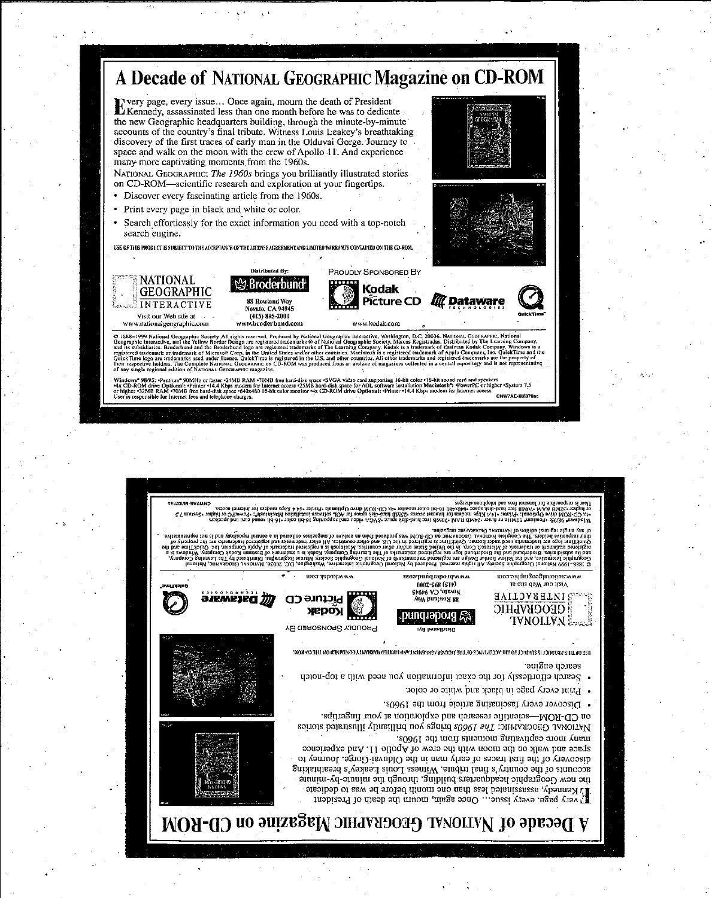# A Decade of NATIONAL GEOGRAPHIC Magazine on CD-ROM

Every page, every issue... Once again, mourn the death of President Kennedy, assassinated less than one month before he was to dedicate the new Geographic headquarters building, through the minute-by-minute accounts of the country's final tribute. Witness Louis Leakey's breathtaking discovery of the first traces of early man in the Olduvai Gorge. Journey to space and walk on the moon with the crew of Apollo 11. And experience many more captivating moments from the 1960s.

NATIONAL GEOGRAPHIC: *The 1960s* brings you brilliantly illustrated stories on CD-ROM—scientific research and exploration at your fingertips.

- Discover every fascinating article from the 1960s.
- Print every page in black and white or color.
- Search effortlessly for the exact information you need with a top-notch search engine.

USE OF THIS PRODUCT IS SUBJECT TO THE ACCEPTANCE OF THE LICENSE AGREEMENT AND LIMITED WARRANTY CONTAINED ON THE CD-ROM.

NATIONAL GEOGRAPHIC INTERACTIVE
Visit our Web site at
www.nationalgeographic.com

Distributed By:
Broderbund
88 Rowland Way
Novato, CA 94945
(415) 895-2000
www.broderbund.com

PROUDLY SPONSORED BY
Kodak Picture CD
www.kodak.com

Dataware Technologies

QuickTime

© 1888–1999 National Geographic Society. All rights reserved. Produced by National Geographic Interactive, Washington, D.C. 20036. NATIONAL GEOGRAPHIC, National Geographic Interactive, and the Yellow Border Design are registered trademarks ® of National Geographic Society. Marcas Registradas. Distributed by The Learning Company, and its subsidiaries. Broderbund and the Broderbund logo are registered trademarks of The Learning Company. Kodak is a trademark of Eastman Kodak Company. Windows is a registered trademark or trademark of Microsoft Corp. in the United States and/or other countries. Macintosh is a registered trademark of Apple Computer, Inc. QuickTime and the QuickTime logo are trademarks used under license. QuickTime is registered in the U.S. and other countries. All other trademarks and registered trademarks are the property of their respective holders. The Complete NATIONAL GEOGRAPHIC on CD-ROM was produced from an archive of magazines collected in a central repository and is not representative of any single regional edition of NATIONAL GEOGRAPHIC magazine.

Windows® 98/95: •Pentium® 90MHz or faster •24MB RAM •70MB free hard-disk space •SVGA video card supporting 16-bit color •16-bit sound card and speakers •4x CD-ROM drive Optional: •Printer •14.4 Kbps modem for Internet access •25MB hard-disk space for AOL software installation Macintosh®: •PowerPC or higher •System 7.5 or higher •32MB RAM •70MB free hard-disk space •640x480 16-bit color monitor •4x CD-ROM drive Optional: •Printer •14.4 Kbps modem for Internet access.
User is responsible for Internet fees and telephone charges.

CNV7AE-BU079ac